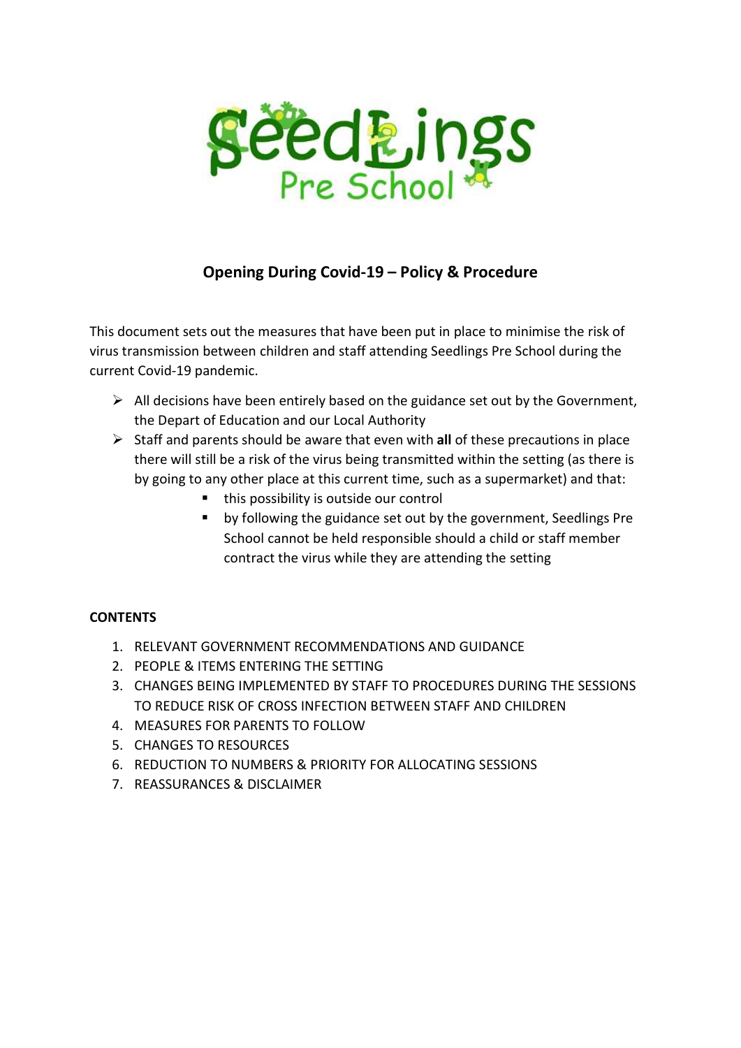Seedlings Pre School

# Opening During Covid-19 – Policy & Procedure

This document sets out the measures that have been put in place to minimise the risk of virus transmission between children and staff attending Seedlings Pre School during the current Covid-19 pandemic.

- All decisions have been entirely based on the guidance set out by the Government, the Depart of Education and our Local Authority
- Staff and parents should be aware that even with **all** of these precautions in place there will still be a risk of the virus being transmitted within the setting (as there is by going to any other place at this current time, such as a supermarket) and that:
  - this possibility is outside our control
  - by following the guidance set out by the government, Seedlings Pre School cannot be held responsible should a child or staff member contract the virus while they are attending the setting

**CONTENTS**

1. RELEVANT GOVERNMENT RECOMMENDATIONS AND GUIDANCE
2. PEOPLE & ITEMS ENTERING THE SETTING
3. CHANGES BEING IMPLEMENTED BY STAFF TO PROCEDURES DURING THE SESSIONS TO REDUCE RISK OF CROSS INFECTION BETWEEN STAFF AND CHILDREN
4. MEASURES FOR PARENTS TO FOLLOW
5. CHANGES TO RESOURCES
6. REDUCTION TO NUMBERS & PRIORITY FOR ALLOCATING SESSIONS
7. REASSURANCES & DISCLAIMER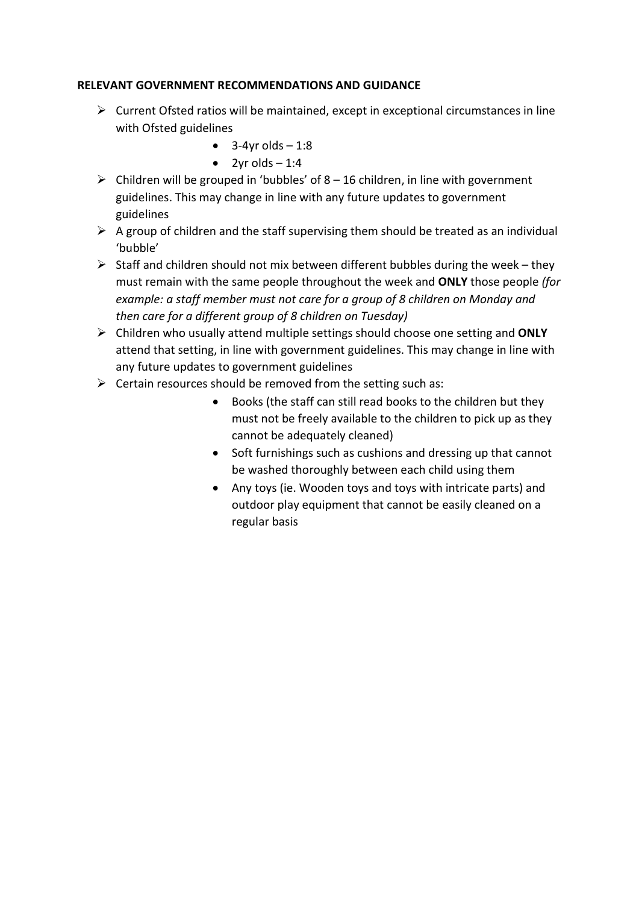**RELEVANT GOVERNMENT RECOMMENDATIONS AND GUIDANCE**

- Current Ofsted ratios will be maintained, except in exceptional circumstances in line with Ofsted guidelines
  - 3-4yr olds – 1:8
  - 2yr olds – 1:4
- Children will be grouped in 'bubbles' of 8 – 16 children, in line with government guidelines. This may change in line with any future updates to government guidelines
- A group of children and the staff supervising them should be treated as an individual 'bubble'
- Staff and children should not mix between different bubbles during the week – they must remain with the same people throughout the week and **ONLY** those people *(for example: a staff member must not care for a group of 8 children on Monday and then care for a different group of 8 children on Tuesday)*
- Children who usually attend multiple settings should choose one setting and **ONLY** attend that setting, in line with government guidelines. This may change in line with any future updates to government guidelines
- Certain resources should be removed from the setting such as:
  - Books (the staff can still read books to the children but they must not be freely available to the children to pick up as they cannot be adequately cleaned)
  - Soft furnishings such as cushions and dressing up that cannot be washed thoroughly between each child using them
  - Any toys (ie. Wooden toys and toys with intricate parts) and outdoor play equipment that cannot be easily cleaned on a regular basis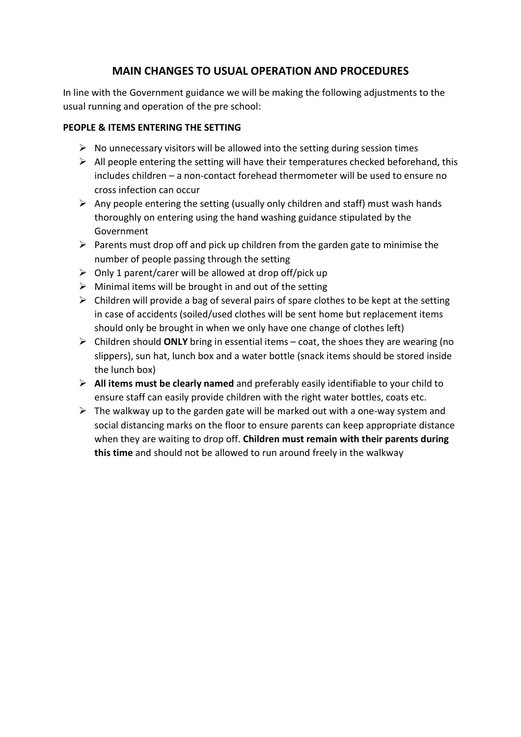## MAIN CHANGES TO USUAL OPERATION AND PROCEDURES

In line with the Government guidance we will be making the following adjustments to the usual running and operation of the pre school:

**PEOPLE & ITEMS ENTERING THE SETTING**

- No unnecessary visitors will be allowed into the setting during session times
- All people entering the setting will have their temperatures checked beforehand, this includes children – a non-contact forehead thermometer will be used to ensure no cross infection can occur
- Any people entering the setting (usually only children and staff) must wash hands thoroughly on entering using the hand washing guidance stipulated by the Government
- Parents must drop off and pick up children from the garden gate to minimise the number of people passing through the setting
- Only 1 parent/carer will be allowed at drop off/pick up
- Minimal items will be brought in and out of the setting
- Children will provide a bag of several pairs of spare clothes to be kept at the setting in case of accidents (soiled/used clothes will be sent home but replacement items should only be brought in when we only have one change of clothes left)
- Children should **ONLY** bring in essential items – coat, the shoes they are wearing (no slippers), sun hat, lunch box and a water bottle (snack items should be stored inside the lunch box)
- **All items must be clearly named** and preferably easily identifiable to your child to ensure staff can easily provide children with the right water bottles, coats etc.
- The walkway up to the garden gate will be marked out with a one-way system and social distancing marks on the floor to ensure parents can keep appropriate distance when they are waiting to drop off. **Children must remain with their parents during this time** and should not be allowed to run around freely in the walkway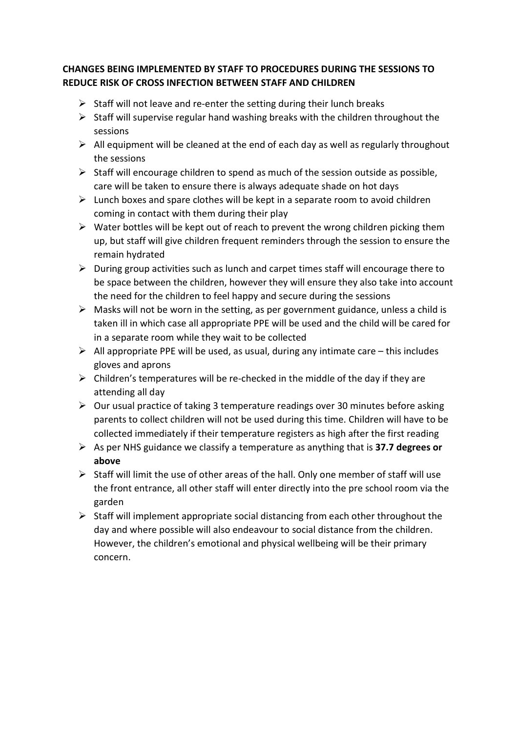**CHANGES BEING IMPLEMENTED BY STAFF TO PROCEDURES DURING THE SESSIONS TO REDUCE RISK OF CROSS INFECTION BETWEEN STAFF AND CHILDREN**

- Staff will not leave and re-enter the setting during their lunch breaks
- Staff will supervise regular hand washing breaks with the children throughout the sessions
- All equipment will be cleaned at the end of each day as well as regularly throughout the sessions
- Staff will encourage children to spend as much of the session outside as possible, care will be taken to ensure there is always adequate shade on hot days
- Lunch boxes and spare clothes will be kept in a separate room to avoid children coming in contact with them during their play
- Water bottles will be kept out of reach to prevent the wrong children picking them up, but staff will give children frequent reminders through the session to ensure the remain hydrated
- During group activities such as lunch and carpet times staff will encourage there to be space between the children, however they will ensure they also take into account the need for the children to feel happy and secure during the sessions
- Masks will not be worn in the setting, as per government guidance, unless a child is taken ill in which case all appropriate PPE will be used and the child will be cared for in a separate room while they wait to be collected
- All appropriate PPE will be used, as usual, during any intimate care – this includes gloves and aprons
- Children's temperatures will be re-checked in the middle of the day if they are attending all day
- Our usual practice of taking 3 temperature readings over 30 minutes before asking parents to collect children will not be used during this time. Children will have to be collected immediately if their temperature registers as high after the first reading
- As per NHS guidance we classify a temperature as anything that is **37.7 degrees or above**
- Staff will limit the use of other areas of the hall. Only one member of staff will use the front entrance, all other staff will enter directly into the pre school room via the garden
- Staff will implement appropriate social distancing from each other throughout the day and where possible will also endeavour to social distance from the children. However, the children's emotional and physical wellbeing will be their primary concern.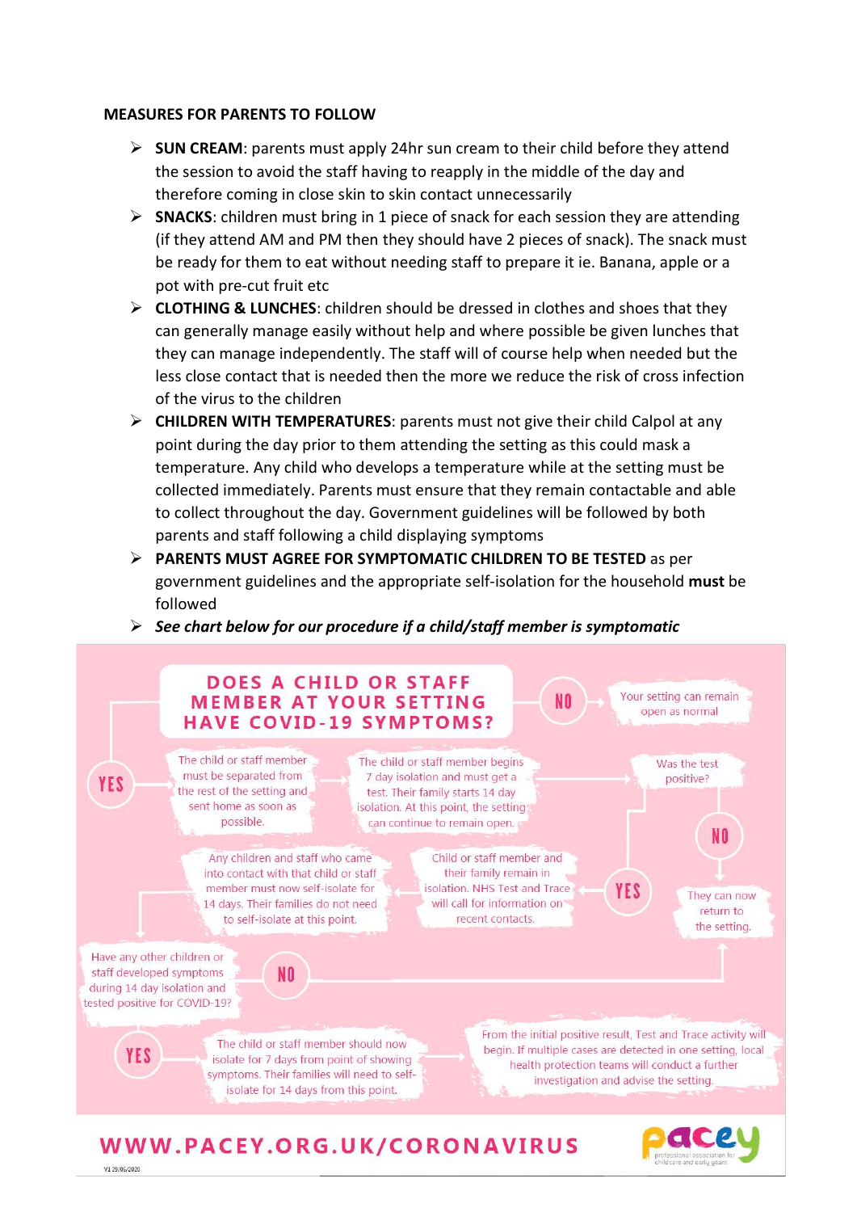**MEASURES FOR PARENTS TO FOLLOW**

- **SUN CREAM**: parents must apply 24hr sun cream to their child before they attend the session to avoid the staff having to reapply in the middle of the day and therefore coming in close skin to skin contact unnecessarily
- **SNACKS**: children must bring in 1 piece of snack for each session they are attending (if they attend AM and PM then they should have 2 pieces of snack). The snack must be ready for them to eat without needing staff to prepare it ie. Banana, apple or a pot with pre-cut fruit etc
- **CLOTHING & LUNCHES**: children should be dressed in clothes and shoes that they can generally manage easily without help and where possible be given lunches that they can manage independently. The staff will of course help when needed but the less close contact that is needed then the more we reduce the risk of cross infection of the virus to the children
- **CHILDREN WITH TEMPERATURES**: parents must not give their child Calpol at any point during the day prior to them attending the setting as this could mask a temperature. Any child who develops a temperature while at the setting must be collected immediately. Parents must ensure that they remain contactable and able to collect throughout the day. Government guidelines will be followed by both parents and staff following a child displaying symptoms
- **PARENTS MUST AGREE FOR SYMPTOMATIC CHILDREN TO BE TESTED** as per government guidelines and the appropriate self-isolation for the household **must** be followed
- ***See chart below for our procedure if a child/staff member is symptomatic***

**DOES A CHILD OR STAFF MEMBER AT YOUR SETTING HAVE COVID-19 SYMPTOMS?**

- **NO** → Your setting can remain open as normal
- **YES** → The child or staff member must be separated from the rest of the setting and sent home as soon as possible.
  - → The child or staff member begins 7 day isolation and must get a test. Their family starts 14 day isolation. At this point, the setting can continue to remain open.
  - → Was the test positive?
    - **NO** → They can now return to the setting.
    - **YES** → Child or staff member and their family remain in isolation. NHS Test and Trace will call for information on recent contacts.
      - → Any children and staff who came into contact with that child or staff member must now self-isolate for 14 days. Their families do not need to self-isolate at this point.
      - → Have any other children or staff developed symptoms during 14 day isolation and tested positive for COVID-19?
        - **NO** → They can now return to the setting.
        - **YES** → The child or staff member should now isolate for 7 days from point of showing symptoms. Their families will need to self-isolate for 14 days from this point.
          - → From the initial positive result, Test and Trace activity will begin. If multiple cases are detected in one setting, local health protection teams will conduct a further investigation and advise the setting.

**WWW.PACEY.ORG.UK/CORONAVIRUS**

pacey professional association for childcare and early years

V1 29/05/2020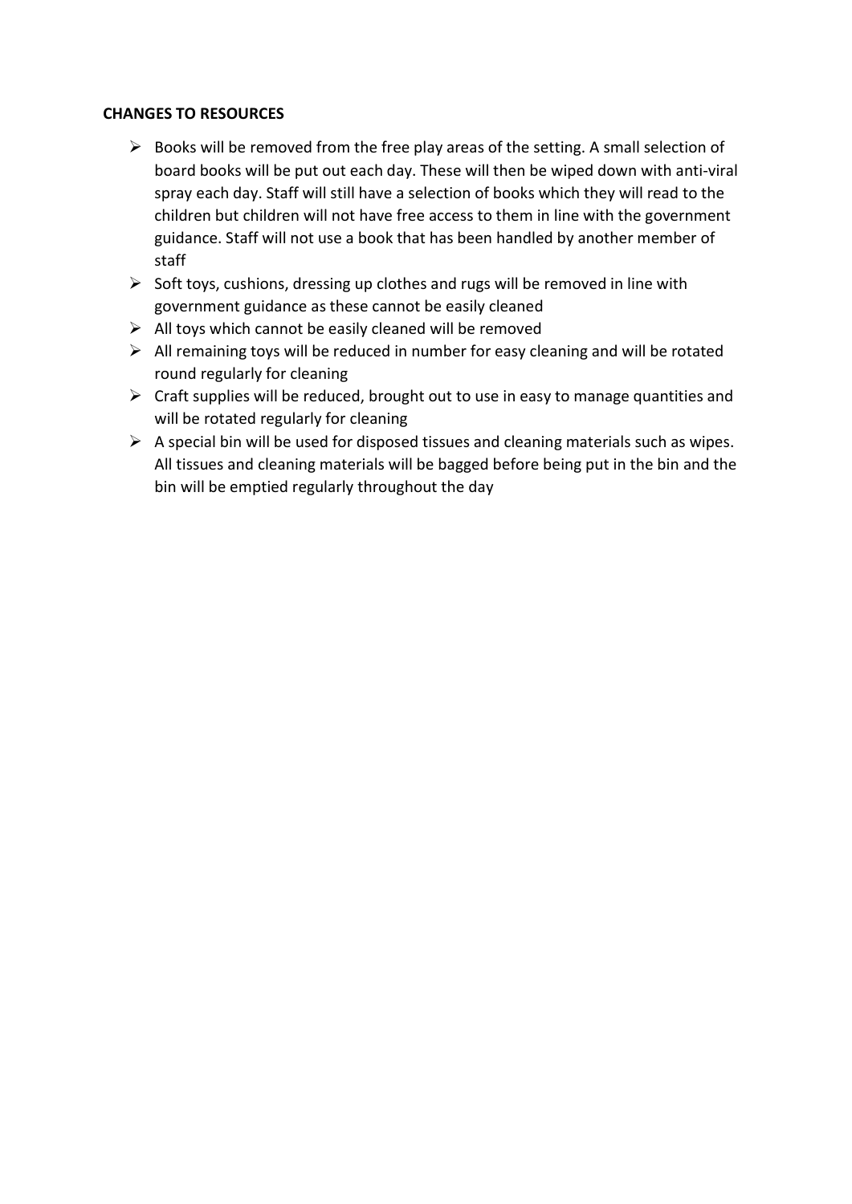**CHANGES TO RESOURCES**

- Books will be removed from the free play areas of the setting. A small selection of board books will be put out each day. These will then be wiped down with anti-viral spray each day. Staff will still have a selection of books which they will read to the children but children will not have free access to them in line with the government guidance. Staff will not use a book that has been handled by another member of staff
- Soft toys, cushions, dressing up clothes and rugs will be removed in line with government guidance as these cannot be easily cleaned
- All toys which cannot be easily cleaned will be removed
- All remaining toys will be reduced in number for easy cleaning and will be rotated round regularly for cleaning
- Craft supplies will be reduced, brought out to use in easy to manage quantities and will be rotated regularly for cleaning
- A special bin will be used for disposed tissues and cleaning materials such as wipes. All tissues and cleaning materials will be bagged before being put in the bin and the bin will be emptied regularly throughout the day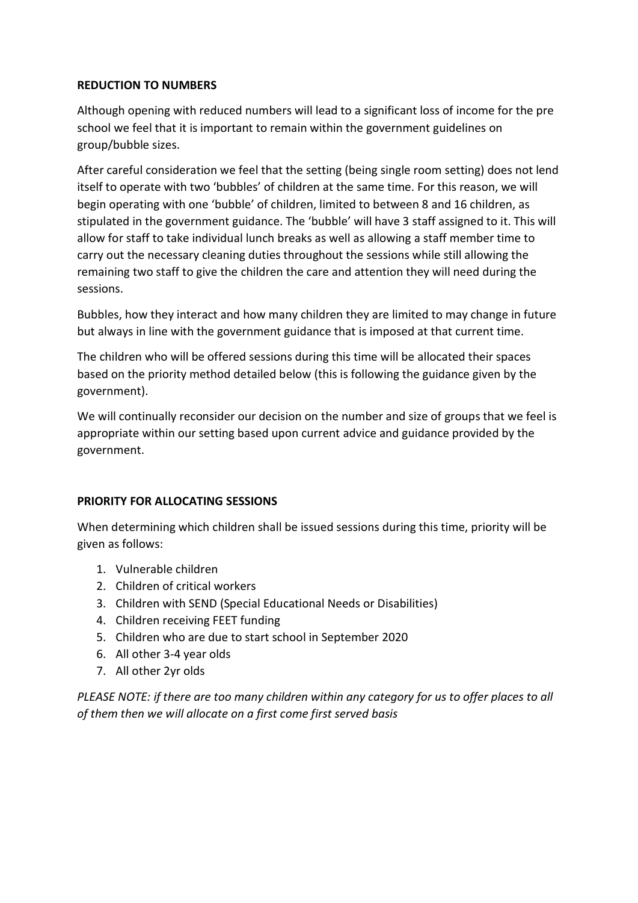**REDUCTION TO NUMBERS**

Although opening with reduced numbers will lead to a significant loss of income for the pre school we feel that it is important to remain within the government guidelines on group/bubble sizes.

After careful consideration we feel that the setting (being single room setting) does not lend itself to operate with two 'bubbles' of children at the same time. For this reason, we will begin operating with one 'bubble' of children, limited to between 8 and 16 children, as stipulated in the government guidance. The 'bubble' will have 3 staff assigned to it. This will allow for staff to take individual lunch breaks as well as allowing a staff member time to carry out the necessary cleaning duties throughout the sessions while still allowing the remaining two staff to give the children the care and attention they will need during the sessions.

Bubbles, how they interact and how many children they are limited to may change in future but always in line with the government guidance that is imposed at that current time.

The children who will be offered sessions during this time will be allocated their spaces based on the priority method detailed below (this is following the guidance given by the government).

We will continually reconsider our decision on the number and size of groups that we feel is appropriate within our setting based upon current advice and guidance provided by the government.

**PRIORITY FOR ALLOCATING SESSIONS**

When determining which children shall be issued sessions during this time, priority will be given as follows:

1. Vulnerable children
2. Children of critical workers
3. Children with SEND (Special Educational Needs or Disabilities)
4. Children receiving FEET funding
5. Children who are due to start school in September 2020
6. All other 3-4 year olds
7. All other 2yr olds

*PLEASE NOTE: if there are too many children within any category for us to offer places to all of them then we will allocate on a first come first served basis*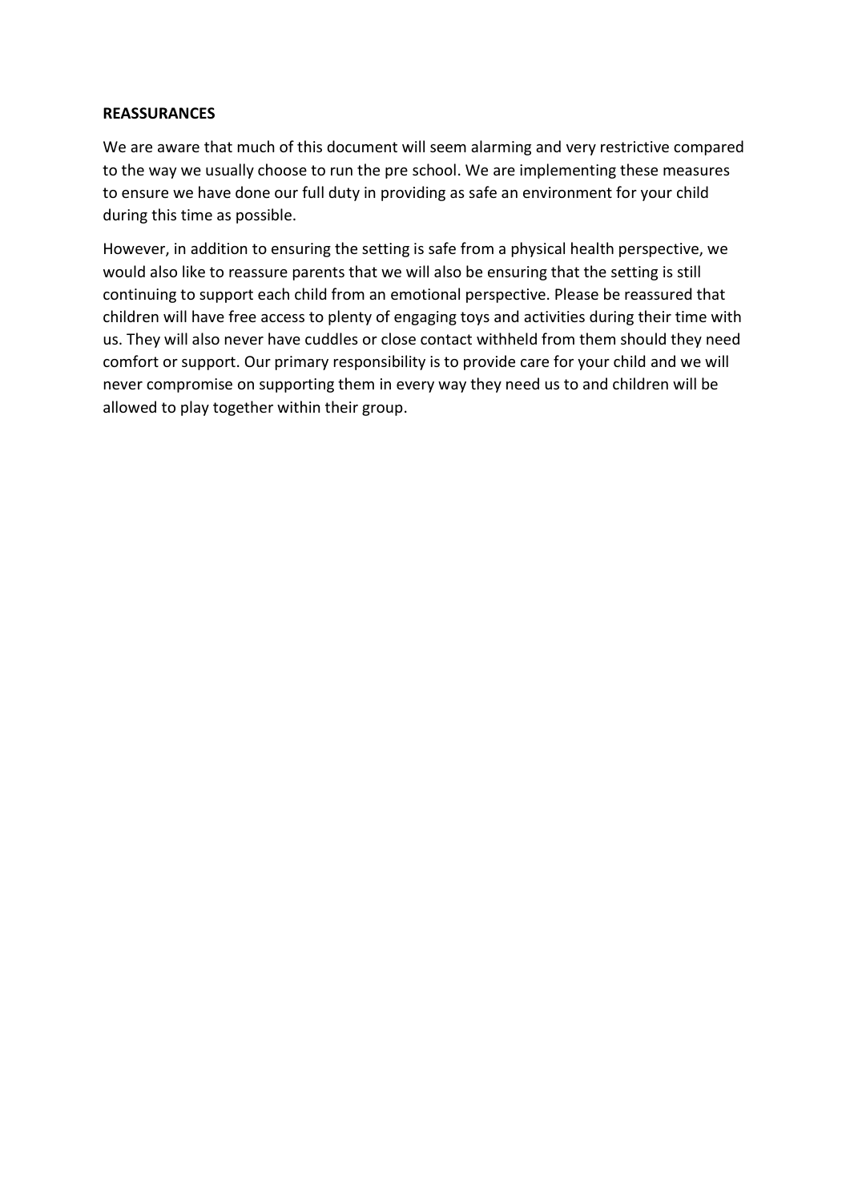**REASSURANCES**

We are aware that much of this document will seem alarming and very restrictive compared to the way we usually choose to run the pre school. We are implementing these measures to ensure we have done our full duty in providing as safe an environment for your child during this time as possible.

However, in addition to ensuring the setting is safe from a physical health perspective, we would also like to reassure parents that we will also be ensuring that the setting is still continuing to support each child from an emotional perspective. Please be reassured that children will have free access to plenty of engaging toys and activities during their time with us. They will also never have cuddles or close contact withheld from them should they need comfort or support. Our primary responsibility is to provide care for your child and we will never compromise on supporting them in every way they need us to and children will be allowed to play together within their group.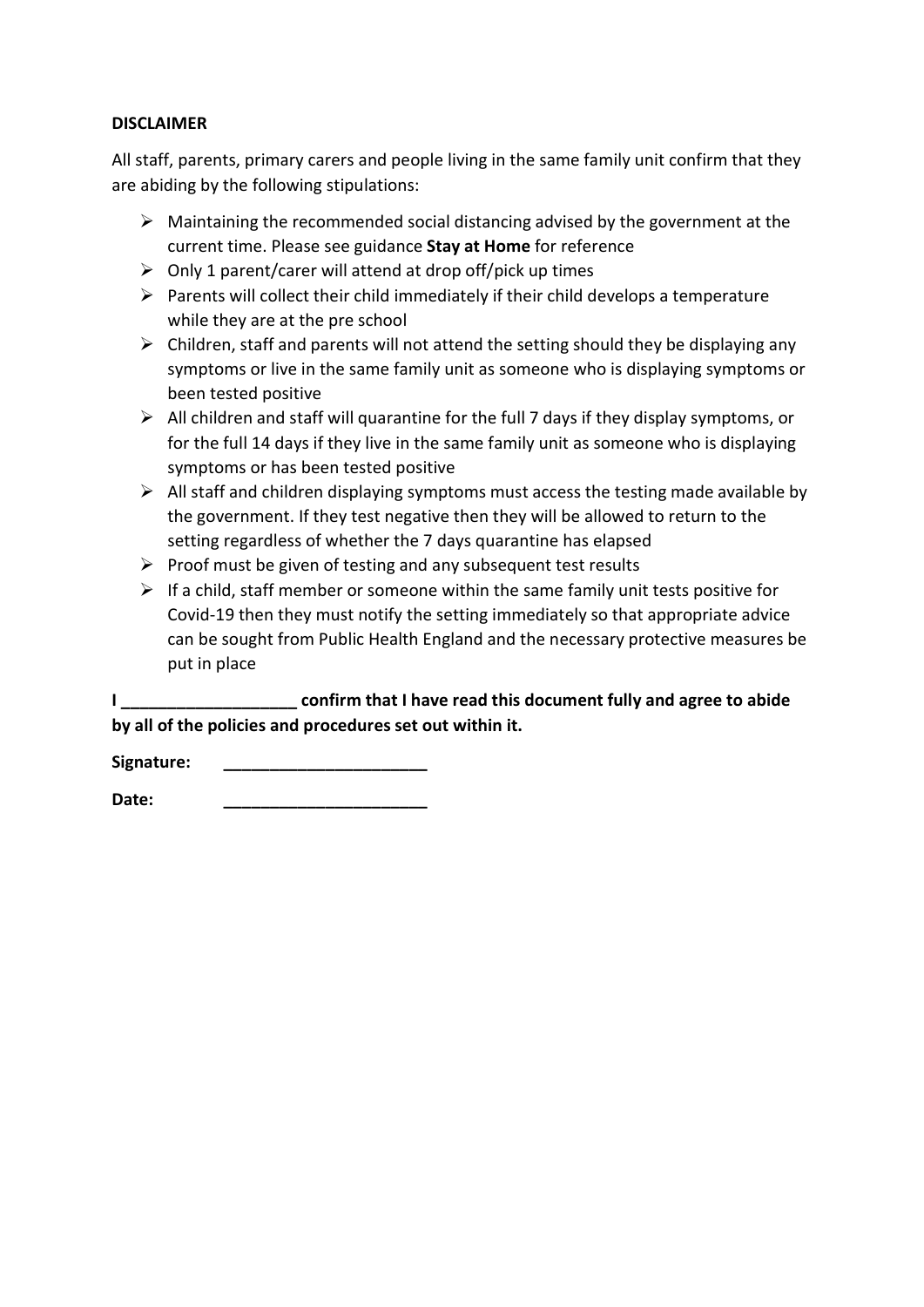**DISCLAIMER**

All staff, parents, primary carers and people living in the same family unit confirm that they are abiding by the following stipulations:

- Maintaining the recommended social distancing advised by the government at the current time. Please see guidance **Stay at Home** for reference
- Only 1 parent/carer will attend at drop off/pick up times
- Parents will collect their child immediately if their child develops a temperature while they are at the pre school
- Children, staff and parents will not attend the setting should they be displaying any symptoms or live in the same family unit as someone who is displaying symptoms or been tested positive
- All children and staff will quarantine for the full 7 days if they display symptoms, or for the full 14 days if they live in the same family unit as someone who is displaying symptoms or has been tested positive
- All staff and children displaying symptoms must access the testing made available by the government. If they test negative then they will be allowed to return to the setting regardless of whether the 7 days quarantine has elapsed
- Proof must be given of testing and any subsequent test results
- If a child, staff member or someone within the same family unit tests positive for Covid-19 then they must notify the setting immediately so that appropriate advice can be sought from Public Health England and the necessary protective measures be put in place

**I ___________________ confirm that I have read this document fully and agree to abide by all of the policies and procedures set out within it.**

**Signature:** ______________________

**Date:** ______________________